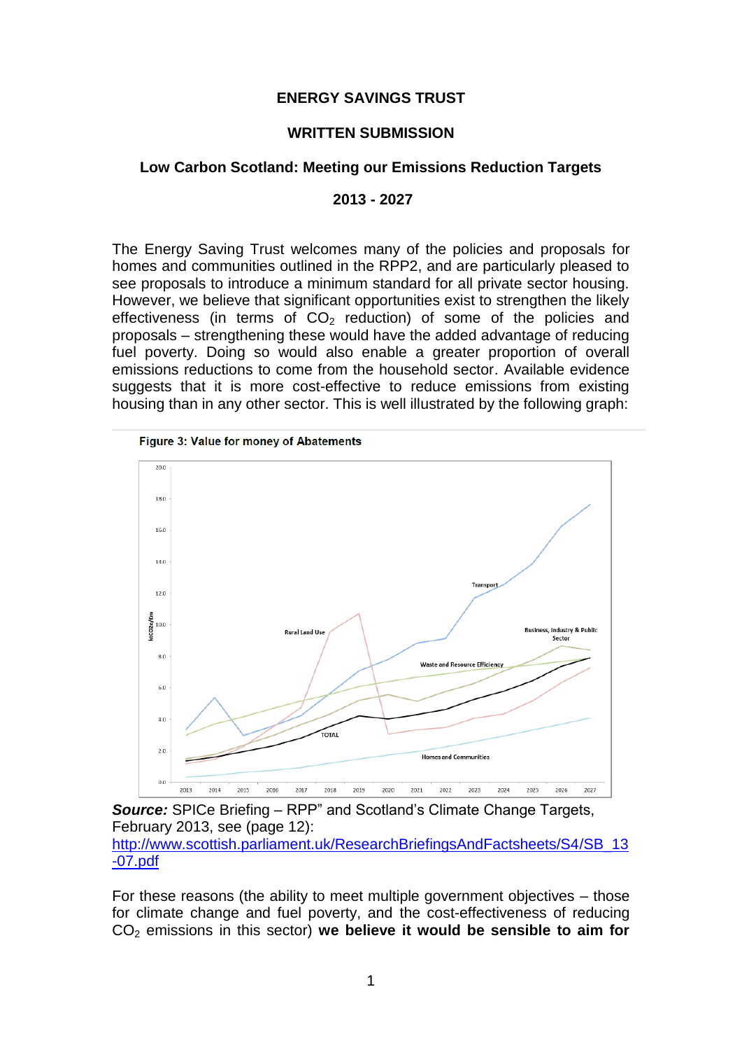**ENERGY SAVINGS TRUST**

**WRITTEN SUBMISSION**

**Low Carbon Scotland: Meeting our Emissions Reduction Targets**

**2013 - 2027**

The Energy Saving Trust welcomes many of the policies and proposals for homes and communities outlined in the RPP2, and are particularly pleased to see proposals to introduce a minimum standard for all private sector housing. However, we believe that significant opportunities exist to strengthen the likely effectiveness (in terms of $CO_2$ reduction) of some of the policies and proposals – strengthening these would have the added advantage of reducing fuel poverty. Doing so would also enable a greater proportion of overall emissions reductions to come from the household sector. Available evidence suggests that it is more cost-effective to reduce emissions from existing housing than in any other sector. This is well illustrated by the following graph:

Figure 3: Value for money of Abatements

***Source:*** SPICe Briefing – RPP" and Scotland's Climate Change Targets, February 2013, see (page 12): [http://www.scottish.parliament.uk/ResearchBriefingsAndFactsheets/S4/SB_13-07.pdf](http://www.scottish.parliament.uk/ResearchBriefingsAndFactsheets/S4/SB_13-07.pdf)

For these reasons (the ability to meet multiple government objectives – those for climate change and fuel poverty, and the cost-effectiveness of reducing $CO_2$ emissions in this sector) **we believe it would be sensible to aim for**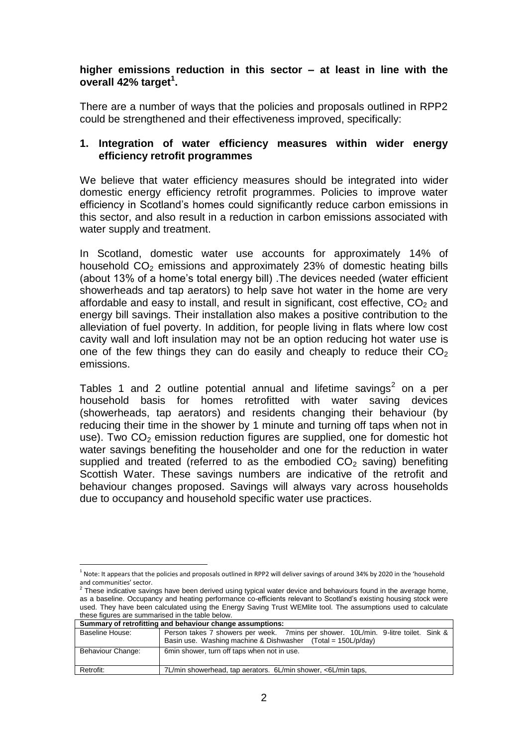**higher emissions reduction in this sector – at least in line with the overall 42% target[1].**

There are a number of ways that the policies and proposals outlined in RPP2 could be strengthened and their effectiveness improved, specifically:

**1. Integration of water efficiency measures within wider energy efficiency retrofit programmes**

We believe that water efficiency measures should be integrated into wider domestic energy efficiency retrofit programmes. Policies to improve water efficiency in Scotland's homes could significantly reduce carbon emissions in this sector, and also result in a reduction in carbon emissions associated with water supply and treatment.

In Scotland, domestic water use accounts for approximately 14% of household $CO_2$ emissions and approximately 23% of domestic heating bills (about 13% of a home's total energy bill) .The devices needed (water efficient showerheads and tap aerators) to help save hot water in the home are very affordable and easy to install, and result in significant, cost effective, $CO_2$ and energy bill savings. Their installation also makes a positive contribution to the alleviation of fuel poverty. In addition, for people living in flats where low cost cavity wall and loft insulation may not be an option reducing hot water use is one of the few things they can do easily and cheaply to reduce their $CO_2$ emissions.

Tables 1 and 2 outline potential annual and lifetime savings[2] on a per household basis for homes retrofitted with water saving devices (showerheads, tap aerators) and residents changing their behaviour (by reducing their time in the shower by 1 minute and turning off taps when not in use). Two $CO_2$ emission reduction figures are supplied, one for domestic hot water savings benefiting the householder and one for the reduction in water supplied and treated (referred to as the embodied $CO_2$ saving) benefiting Scottish Water. These savings numbers are indicative of the retrofit and behaviour changes proposed. Savings will always vary across households due to occupancy and household specific water use practices.

---

[1] Note: It appears that the policies and proposals outlined in RPP2 will deliver savings of around 34% by 2020 in the 'household and communities' sector.

[2] These indicative savings have been derived using typical water device and behaviours found in the average home, as a baseline. Occupancy and heating performance co-efficients relevant to Scotland's existing housing stock were used. They have been calculated using the Energy Saving Trust WEMlite tool. The assumptions used to calculate these figures are summarised in the table below.

| **Summary of retrofitting and behaviour change assumptions:** | |
|---|---|
| Baseline House: | Person takes 7 showers per week. 7mins per shower. 10L/min. 9-litre toilet. Sink & Basin use. Washing machine & Dishwasher (Total = 150L/p/day) |
| Behaviour Change: | 6min shower, turn off taps when not in use. |
| Retrofit: | 7L/min showerhead, tap aerators. 6L/min shower, <6L/min taps, |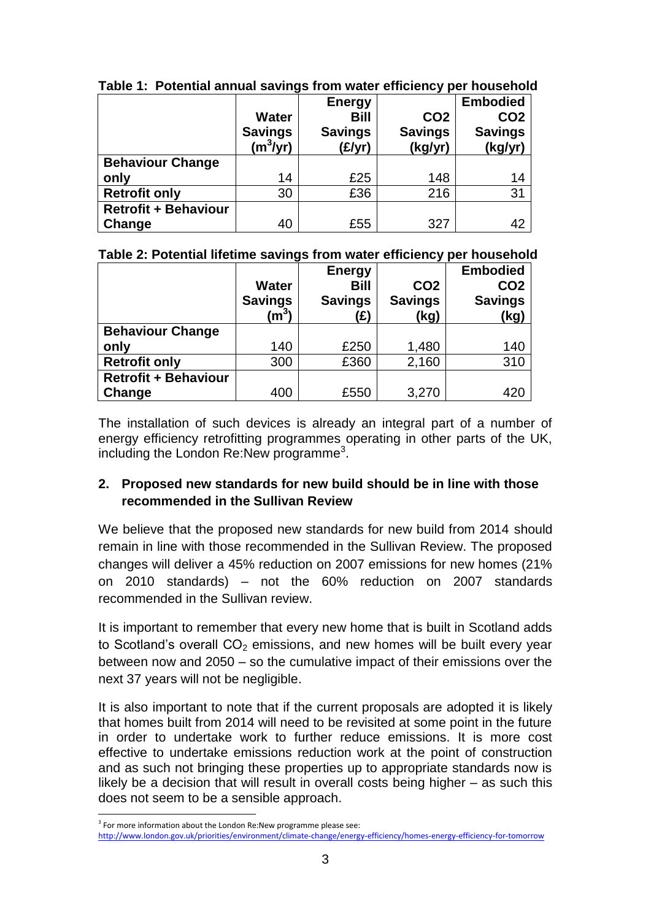**Table 1: Potential annual savings from water efficiency per household**

| | Water Savings ($m^3$/yr) | Energy Bill Savings (£/yr) | CO2 Savings (kg/yr) | Embodied CO2 Savings (kg/yr) |
|---|---|---|---|---|
| **Behaviour Change only** | 14 | £25 | 148 | 14 |
| **Retrofit only** | 30 | £36 | 216 | 31 |
| **Retrofit + Behaviour Change** | 40 | £55 | 327 | 42 |

**Table 2: Potential lifetime savings from water efficiency per household**

| | Water Savings ($m^3$) | Energy Bill Savings (£) | CO2 Savings (kg) | Embodied CO2 Savings (kg) |
|---|---|---|---|---|
| **Behaviour Change only** | 140 | £250 | 1,480 | 140 |
| **Retrofit only** | 300 | £360 | 2,160 | 310 |
| **Retrofit + Behaviour Change** | 400 | £550 | 3,270 | 420 |

The installation of such devices is already an integral part of a number of energy efficiency retrofitting programmes operating in other parts of the UK, including the London Re:New programme[3].

## 2. Proposed new standards for new build should be in line with those recommended in the Sullivan Review

We believe that the proposed new standards for new build from 2014 should remain in line with those recommended in the Sullivan Review. The proposed changes will deliver a 45% reduction on 2007 emissions for new homes (21% on 2010 standards) – not the 60% reduction on 2007 standards recommended in the Sullivan review.

It is important to remember that every new home that is built in Scotland adds to Scotland's overall $CO_2$ emissions, and new homes will be built every year between now and 2050 – so the cumulative impact of their emissions over the next 37 years will not be negligible.

It is also important to note that if the current proposals are adopted it is likely that homes built from 2014 will need to be revisited at some point in the future in order to undertake work to further reduce emissions. It is more cost effective to undertake emissions reduction work at the point of construction and as such not bringing these properties up to appropriate standards now is likely be a decision that will result in overall costs being higher – as such this does not seem to be a sensible approach.

[3] For more information about the London Re:New programme please see: http://www.london.gov.uk/priorities/environment/climate-change/energy-efficiency/homes-energy-efficiency-for-tomorrow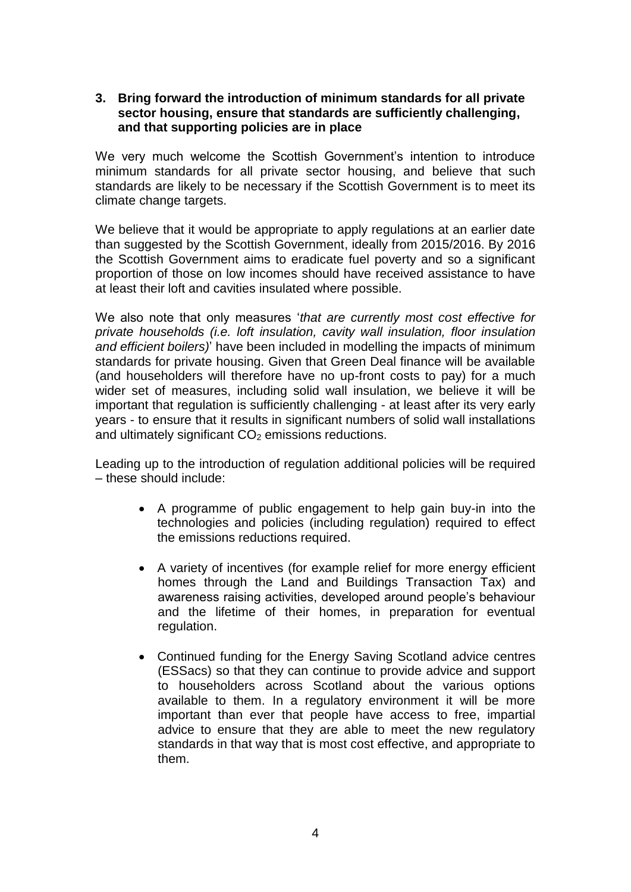### 3. Bring forward the introduction of minimum standards for all private sector housing, ensure that standards are sufficiently challenging, and that supporting policies are in place

We very much welcome the Scottish Government's intention to introduce minimum standards for all private sector housing, and believe that such standards are likely to be necessary if the Scottish Government is to meet its climate change targets.

We believe that it would be appropriate to apply regulations at an earlier date than suggested by the Scottish Government, ideally from 2015/2016. By 2016 the Scottish Government aims to eradicate fuel poverty and so a significant proportion of those on low incomes should have received assistance to have at least their loft and cavities insulated where possible.

We also note that only measures '*that are currently most cost effective for private households (i.e. loft insulation, cavity wall insulation, floor insulation and efficient boilers)*' have been included in modelling the impacts of minimum standards for private housing. Given that Green Deal finance will be available (and householders will therefore have no up-front costs to pay) for a much wider set of measures, including solid wall insulation, we believe it will be important that regulation is sufficiently challenging - at least after its very early years - to ensure that it results in significant numbers of solid wall installations and ultimately significant $CO_2$ emissions reductions.

Leading up to the introduction of regulation additional policies will be required – these should include:

- A programme of public engagement to help gain buy-in into the technologies and policies (including regulation) required to effect the emissions reductions required.
- A variety of incentives (for example relief for more energy efficient homes through the Land and Buildings Transaction Tax) and awareness raising activities, developed around people's behaviour and the lifetime of their homes, in preparation for eventual regulation.
- Continued funding for the Energy Saving Scotland advice centres (ESSacs) so that they can continue to provide advice and support to householders across Scotland about the various options available to them. In a regulatory environment it will be more important than ever that people have access to free, impartial advice to ensure that they are able to meet the new regulatory standards in that way that is most cost effective, and appropriate to them.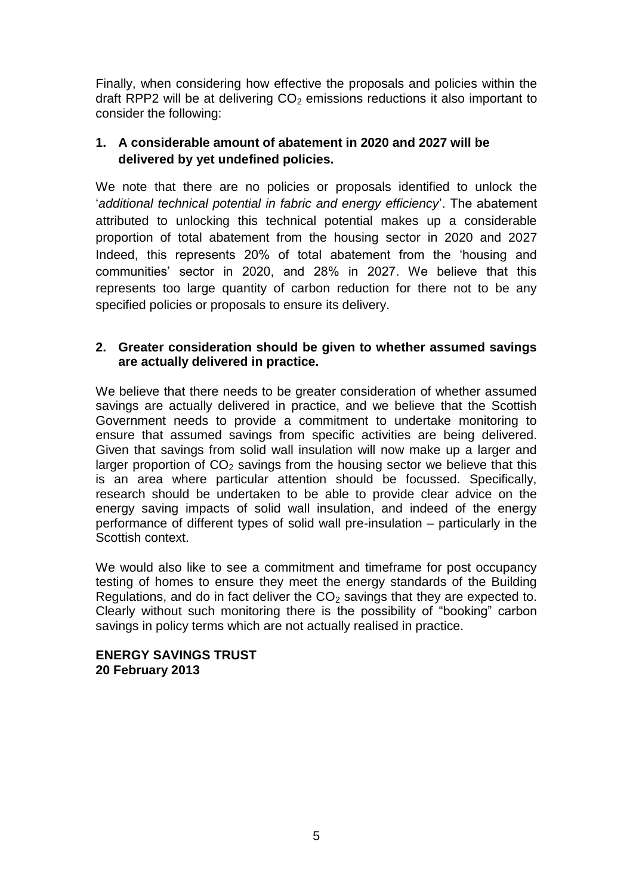Finally, when considering how effective the proposals and policies within the draft RPP2 will be at delivering $CO_2$ emissions reductions it also important to consider the following:

**1. A considerable amount of abatement in 2020 and 2027 will be delivered by yet undefined policies.**

We note that there are no policies or proposals identified to unlock the '*additional technical potential in fabric and energy efficiency*'. The abatement attributed to unlocking this technical potential makes up a considerable proportion of total abatement from the housing sector in 2020 and 2027 Indeed, this represents 20% of total abatement from the 'housing and communities' sector in 2020, and 28% in 2027. We believe that this represents too large quantity of carbon reduction for there not to be any specified policies or proposals to ensure its delivery.

**2. Greater consideration should be given to whether assumed savings are actually delivered in practice.**

We believe that there needs to be greater consideration of whether assumed savings are actually delivered in practice, and we believe that the Scottish Government needs to provide a commitment to undertake monitoring to ensure that assumed savings from specific activities are being delivered. Given that savings from solid wall insulation will now make up a larger and larger proportion of $CO_2$ savings from the housing sector we believe that this is an area where particular attention should be focussed. Specifically, research should be undertaken to be able to provide clear advice on the energy saving impacts of solid wall insulation, and indeed of the energy performance of different types of solid wall pre-insulation – particularly in the Scottish context.

We would also like to see a commitment and timeframe for post occupancy testing of homes to ensure they meet the energy standards of the Building Regulations, and do in fact deliver the $CO_2$ savings that they are expected to. Clearly without such monitoring there is the possibility of "booking" carbon savings in policy terms which are not actually realised in practice.

**ENERGY SAVINGS TRUST**
**20 February 2013**